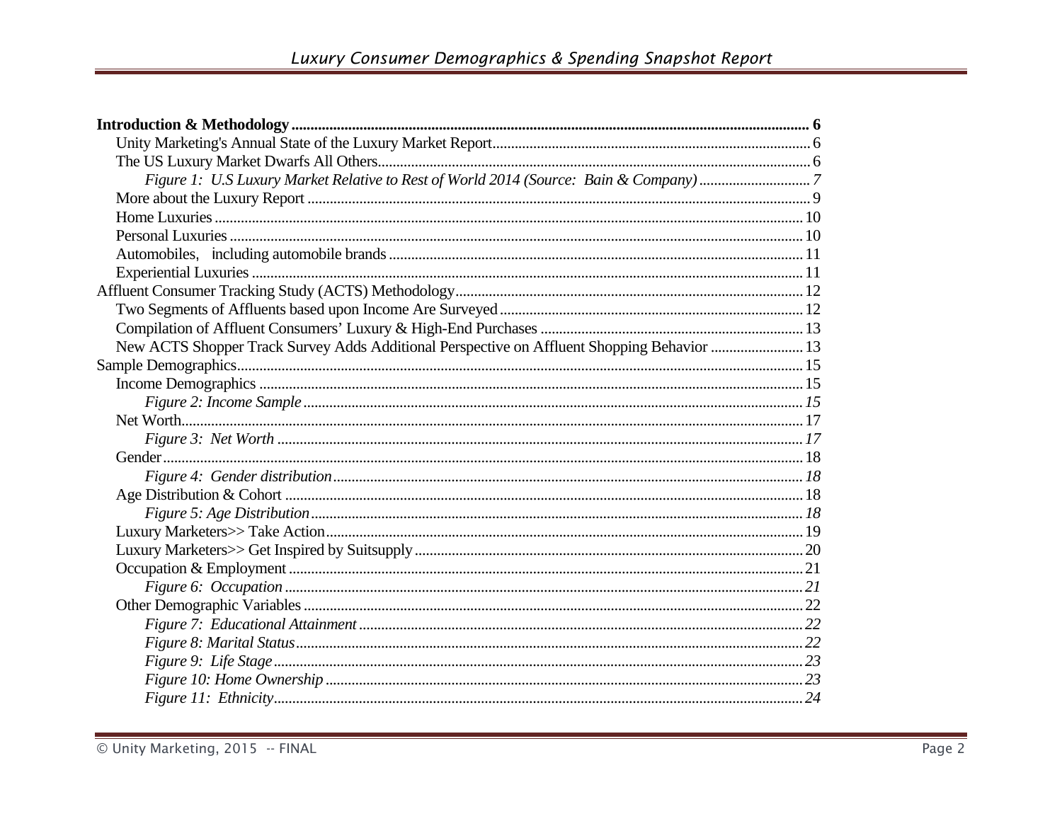**Introduction & Methodology** ........ **6**

- Unity Marketing's Annual State of the Luxury Market Report ........ 6
- The US Luxury Market Dwarfs All Others ........ 6
  - *Figure 1: U.S Luxury Market Relative to Rest of World 2014 (Source: Bain & Company)* ........ *7*
- More about the Luxury Report ........ 9
- Home Luxuries ........ 10
- Personal Luxuries ........ 10
- Automobiles, including automobile brands ........ 11
- Experiential Luxuries ........ 11

Affluent Consumer Tracking Study (ACTS) Methodology ........ 12

- Two Segments of Affluents based upon Income Are Surveyed ........ 12
- Compilation of Affluent Consumers' Luxury & High-End Purchases ........ 13
- New ACTS Shopper Track Survey Adds Additional Perspective on Affluent Shopping Behavior ........ 13

Sample Demographics ........ 15

- Income Demographics ........ 15
  - *Figure 2: Income Sample* ........ *15*
- Net Worth ........ 17
  - *Figure 3: Net Worth* ........ *17*
- Gender ........ 18
  - *Figure 4: Gender distribution* ........ *18*
- Age Distribution & Cohort ........ 18
  - *Figure 5: Age Distribution* ........ *18*
- Luxury Marketers>> Take Action ........ 19
- Luxury Marketers>> Get Inspired by Suitsupply ........ 20
- Occupation & Employment ........ 21
  - *Figure 6: Occupation* ........ *21*
- Other Demographic Variables ........ 22
  - *Figure 7: Educational Attainment* ........ *22*
  - *Figure 8: Marital Status* ........ *22*
  - *Figure 9: Life Stage* ........ *23*
  - *Figure 10: Home Ownership* ........ *23*
  - *Figure 11: Ethnicity* ........ *24*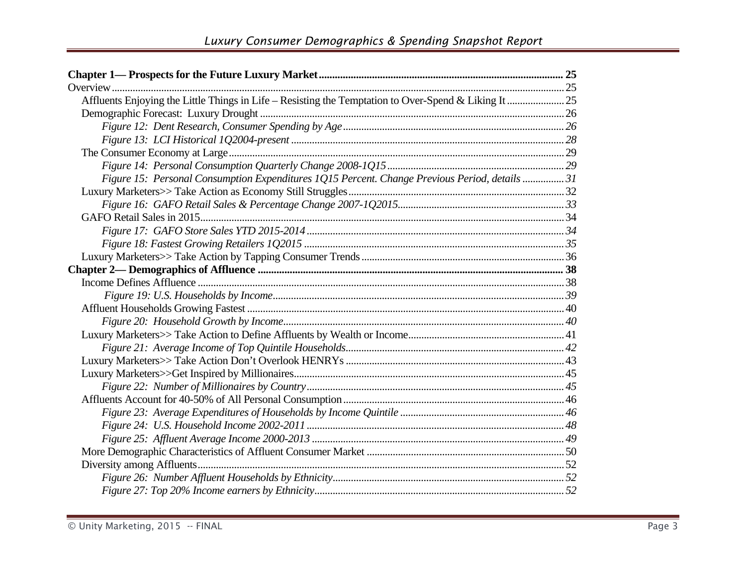**Chapter 1— Prospects for the Future Luxury Market** ........ **25**

Overview ........ 25

- Affluents Enjoying the Little Things in Life – Resisting the Temptation to Over-Spend & Liking It ........ 25
- Demographic Forecast: Luxury Drought ........ 26
  - *Figure 12: Dent Research, Consumer Spending by Age* ........ *26*
  - *Figure 13: LCI Historical 1Q2004-present* ........ *28*
- The Consumer Economy at Large ........ 29
  - *Figure 14: Personal Consumption Quarterly Change 2008-1Q15* ........ *29*
  - *Figure 15: Personal Consumption Expenditures 1Q15 Percent. Change Previous Period, details* ........ *31*
- Luxury Marketers>> Take Action as Economy Still Struggles ........ 32
  - *Figure 16: GAFO Retail Sales & Percentage Change 2007-1Q2015* ........ *33*
- GAFO Retail Sales in 2015 ........ 34
  - *Figure 17: GAFO Store Sales YTD 2015-2014* ........ *34*
  - *Figure 18: Fastest Growing Retailers 1Q2015* ........ *35*
- Luxury Marketers>> Take Action by Tapping Consumer Trends ........ 36

**Chapter 2— Demographics of Affluence** ........ **38**

- Income Defines Affluence ........ 38
  - *Figure 19: U.S. Households by Income* ........ *39*
- Affluent Households Growing Fastest ........ 40
  - *Figure 20: Household Growth by Income* ........ *40*
- Luxury Marketers>> Take Action to Define Affluents by Wealth or Income ........ 41
  - *Figure 21: Average Income of Top Quintile Households* ........ *42*
- Luxury Marketers>> Take Action Don't Overlook HENRYs ........ 43
- Luxury Marketers>>Get Inspired by Millionaires ........ 45
  - *Figure 22: Number of Millionaires by Country* ........ *45*
- Affluents Account for 40-50% of All Personal Consumption ........ 46
  - *Figure 23: Average Expenditures of Households by Income Quintile* ........ *46*
  - *Figure 24: U.S. Household Income 2002-2011* ........ *48*
  - *Figure 25: Affluent Average Income 2000-2013* ........ *49*
- More Demographic Characteristics of Affluent Consumer Market ........ 50
- Diversity among Affluents ........ 52
  - *Figure 26: Number Affluent Households by Ethnicity* ........ *52*
  - *Figure 27: Top 20% Income earners by Ethnicity* ........ *52*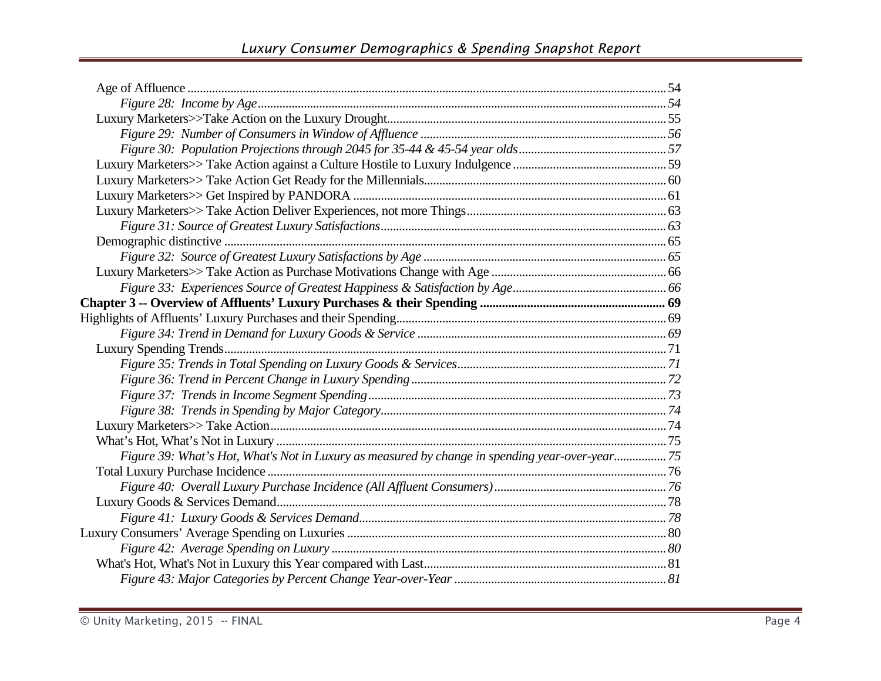- Age of Affluence ... 54
  - *Figure 28: Income by Age ... 54*
- Luxury Marketers>>Take Action on the Luxury Drought ... 55
  - *Figure 29: Number of Consumers in Window of Affluence ... 56*
  - *Figure 30: Population Projections through 2045 for 35-44 & 45-54 year olds ... 57*
- Luxury Marketers>> Take Action against a Culture Hostile to Luxury Indulgence ... 59
- Luxury Marketers>> Take Action Get Ready for the Millennials ... 60
- Luxury Marketers>> Get Inspired by PANDORA ... 61
- Luxury Marketers>> Take Action Deliver Experiences, not more Things ... 63
  - *Figure 31: Source of Greatest Luxury Satisfactions ... 63*
- Demographic distinctive ... 65
  - *Figure 32: Source of Greatest Luxury Satisfactions by Age ... 65*
- Luxury Marketers>> Take Action as Purchase Motivations Change with Age ... 66
  - *Figure 33: Experiences Source of Greatest Happiness & Satisfaction by Age ... 66*

**Chapter 3 -- Overview of Affluents' Luxury Purchases & their Spending ... 69**

Highlights of Affluents' Luxury Purchases and their Spending ... 69
  - *Figure 34: Trend in Demand for Luxury Goods & Service ... 69*
- Luxury Spending Trends ... 71
  - *Figure 35: Trends in Total Spending on Luxury Goods & Services ... 71*
  - *Figure 36: Trend in Percent Change in Luxury Spending ... 72*
  - *Figure 37: Trends in Income Segment Spending ... 73*
  - *Figure 38: Trends in Spending by Major Category ... 74*
- Luxury Marketers>> Take Action ... 74
- What's Hot, What's Not in Luxury ... 75
  - *Figure 39: What's Hot, What's Not in Luxury as measured by change in spending year-over-year ... 75*
- Total Luxury Purchase Incidence ... 76
  - *Figure 40: Overall Luxury Purchase Incidence (All Affluent Consumers) ... 76*
- Luxury Goods & Services Demand ... 78
  - *Figure 41: Luxury Goods & Services Demand ... 78*

Luxury Consumers' Average Spending on Luxuries ... 80
  - *Figure 42: Average Spending on Luxury ... 80*
- What's Hot, What's Not in Luxury this Year compared with Last ... 81
  - *Figure 43: Major Categories by Percent Change Year-over-Year ... 81*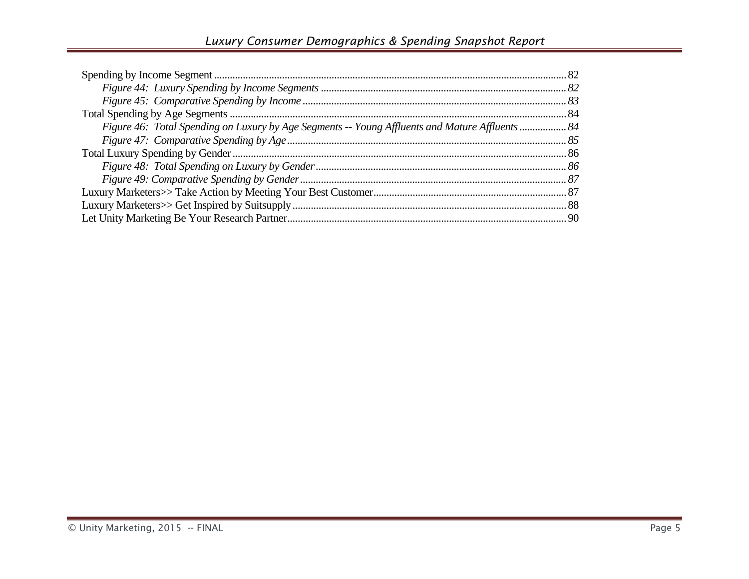Spending by Income Segment ..... 82

*Figure 44: Luxury Spending by Income Segments ..... 82*

*Figure 45: Comparative Spending by Income ..... 83*

Total Spending by Age Segments ..... 84

*Figure 46: Total Spending on Luxury by Age Segments -- Young Affluents and Mature Affluents ..... 84*

*Figure 47: Comparative Spending by Age ..... 85*

Total Luxury Spending by Gender ..... 86

*Figure 48: Total Spending on Luxury by Gender ..... 86*

*Figure 49: Comparative Spending by Gender ..... 87*

Luxury Marketers>> Take Action by Meeting Your Best Customer ..... 87

Luxury Marketers>> Get Inspired by Suitsupply ..... 88

Let Unity Marketing Be Your Research Partner ..... 90